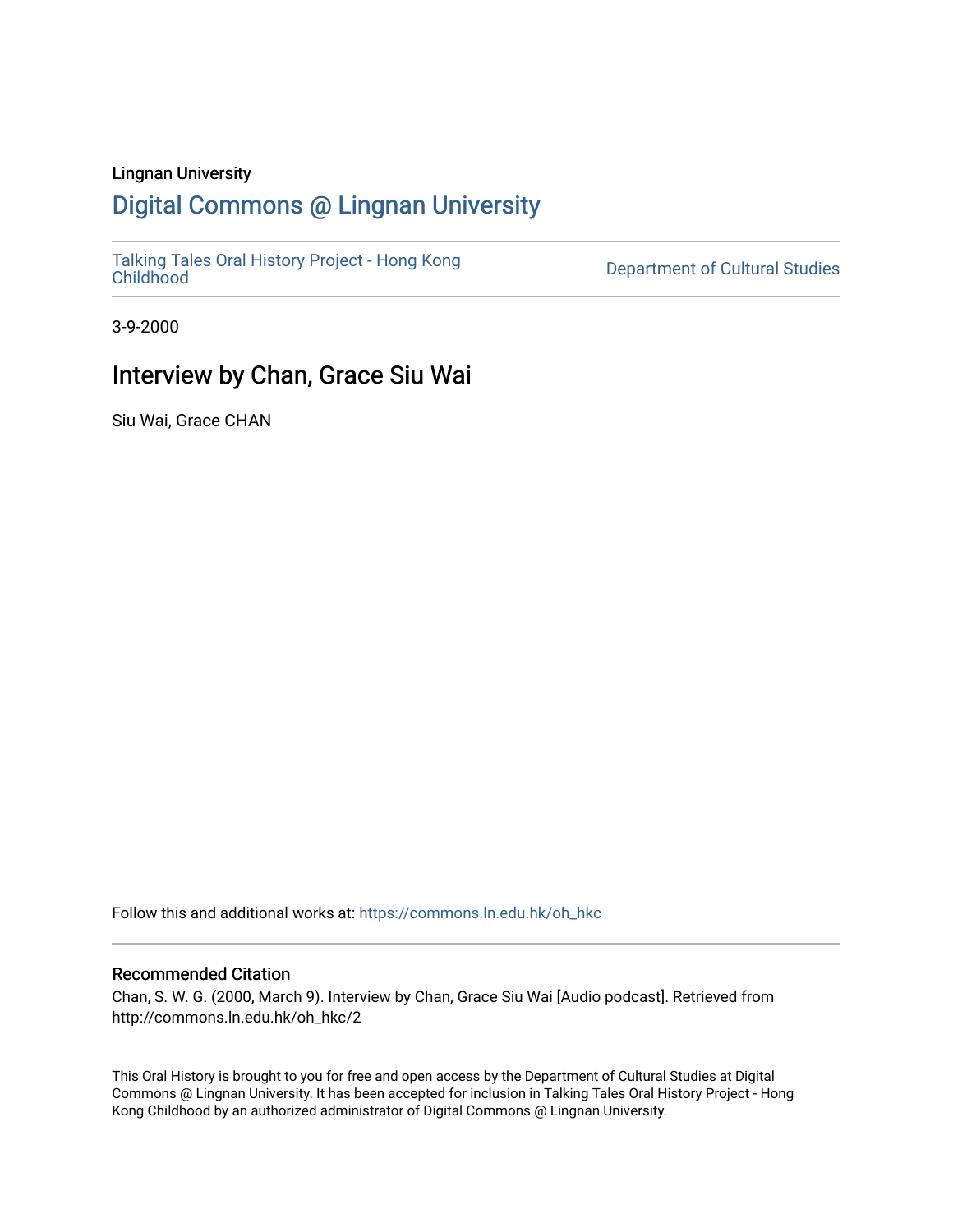Lingnan University

# Digital Commons @ Lingnan University

Talking Tales Oral History Project - Hong Kong Childhood

Department of Cultural Studies

3-9-2000

## Interview by Chan, Grace Siu Wai

Siu Wai, Grace CHAN

Follow this and additional works at: https://commons.ln.edu.hk/oh_hkc

### Recommended Citation

Chan, S. W. G. (2000, March 9). Interview by Chan, Grace Siu Wai [Audio podcast]. Retrieved from http://commons.ln.edu.hk/oh_hkc/2

This Oral History is brought to you for free and open access by the Department of Cultural Studies at Digital Commons @ Lingnan University. It has been accepted for inclusion in Talking Tales Oral History Project - Hong Kong Childhood by an authorized administrator of Digital Commons @ Lingnan University.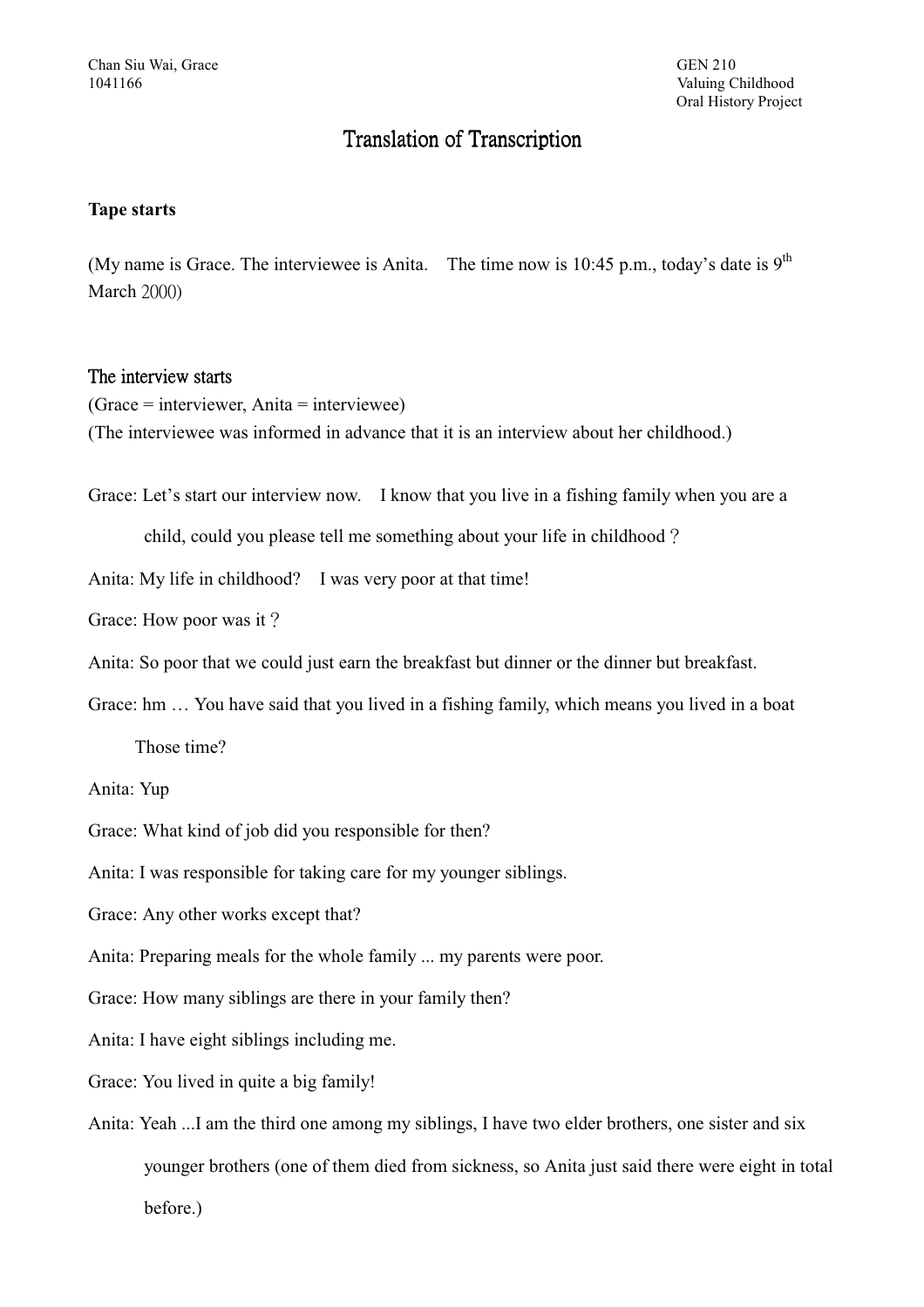Chan Siu Wai, Grace
1041166

GEN 210
Valuing Childhood
Oral History Project

# Translation of Transcription

**Tape starts**

(My name is Grace. The interviewee is Anita. The time now is 10:45 p.m., today's date is 9th March 2000)

## The interview starts

(Grace = interviewer, Anita = interviewee)
(The interviewee was informed in advance that it is an interview about her childhood.)

Grace: Let's start our interview now. I know that you live in a fishing family when you are a child, could you please tell me something about your life in childhood？

Anita: My life in childhood? I was very poor at that time!

Grace: How poor was it？

Anita: So poor that we could just earn the breakfast but dinner or the dinner but breakfast.

Grace: hm … You have said that you lived in a fishing family, which means you lived in a boat Those time?

Anita: Yup

Grace: What kind of job did you responsible for then?

Anita: I was responsible for taking care for my younger siblings.

Grace: Any other works except that?

Anita: Preparing meals for the whole family ... my parents were poor.

Grace: How many siblings are there in your family then?

Anita: I have eight siblings including me.

Grace: You lived in quite a big family!

Anita: Yeah ...I am the third one among my siblings, I have two elder brothers, one sister and six younger brothers (one of them died from sickness, so Anita just said there were eight in total before.)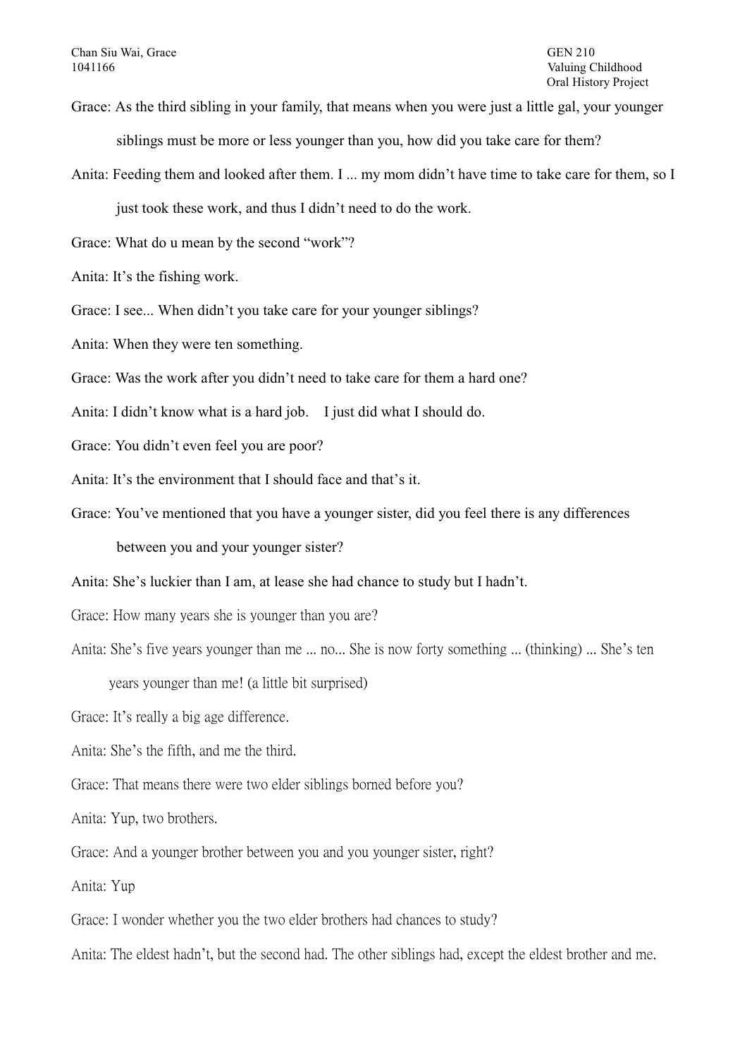Grace: As the third sibling in your family, that means when you were just a little gal, your younger siblings must be more or less younger than you, how did you take care for them?

Anita: Feeding them and looked after them. I ... my mom didn't have time to take care for them, so I just took these work, and thus I didn't need to do the work.

Grace: What do u mean by the second "work"?

Anita: It's the fishing work.

Grace: I see... When didn't you take care for your younger siblings?

Anita: When they were ten something.

Grace: Was the work after you didn't need to take care for them a hard one?

Anita: I didn't know what is a hard job.　I just did what I should do.

Grace: You didn't even feel you are poor?

Anita: It's the environment that I should face and that's it.

Grace: You've mentioned that you have a younger sister, did you feel there is any differences between you and your younger sister?

Anita: She's luckier than I am, at lease she had chance to study but I hadn't.

Grace: How many years she is younger than you are?

Anita: She's five years younger than me ... no... She is now forty something ... (thinking) ... She's ten years younger than me! (a little bit surprised)

Grace: It's really a big age difference.

Anita: She's the fifth, and me the third.

Grace: That means there were two elder siblings borned before you?

Anita: Yup, two brothers.

Grace: And a younger brother between you and you younger sister, right?

Anita: Yup

Grace: I wonder whether you the two elder brothers had chances to study?

Anita: The eldest hadn't, but the second had. The other siblings had, except the eldest brother and me.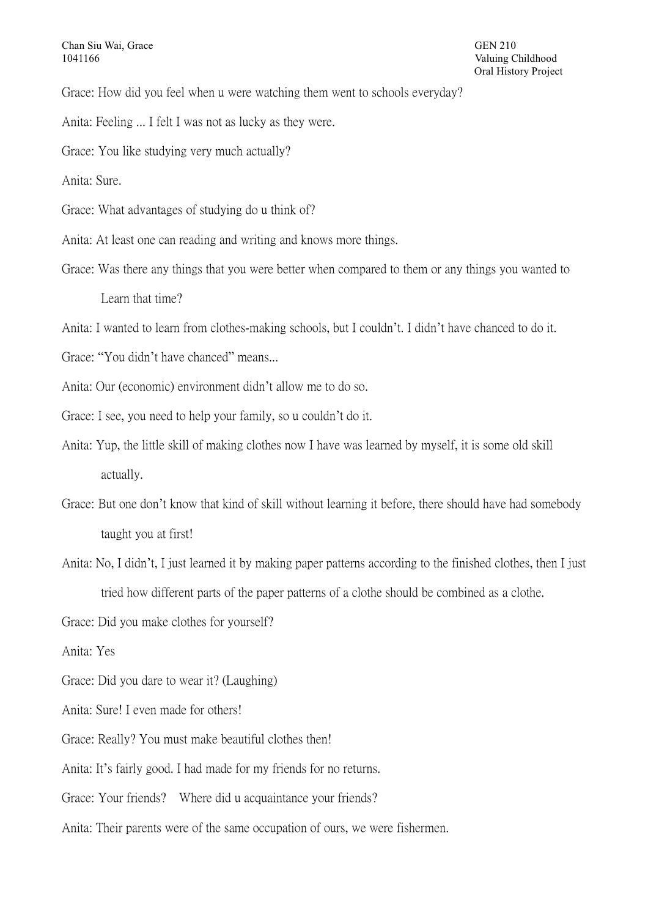Grace: How did you feel when u were watching them went to schools everyday?

Anita: Feeling ... I felt I was not as lucky as they were.

Grace: You like studying very much actually?

Anita: Sure.

Grace: What advantages of studying do u think of?

Anita: At least one can reading and writing and knows more things.

Grace: Was there any things that you were better when compared to them or any things you wanted to Learn that time?

Anita: I wanted to learn from clothes-making schools, but I couldn't. I didn't have chanced to do it.

Grace: "You didn't have chanced" means...

Anita: Our (economic) environment didn't allow me to do so.

Grace: I see, you need to help your family, so u couldn't do it.

Anita: Yup, the little skill of making clothes now I have was learned by myself, it is some old skill actually.

Grace: But one don't know that kind of skill without learning it before, there should have had somebody taught you at first!

Anita: No, I didn't, I just learned it by making paper patterns according to the finished clothes, then I just tried how different parts of the paper patterns of a clothe should be combined as a clothe.

Grace: Did you make clothes for yourself?

Anita: Yes

Grace: Did you dare to wear it? (Laughing)

Anita: Sure! I even made for others!

Grace: Really? You must make beautiful clothes then!

Anita: It's fairly good. I had made for my friends for no returns.

Grace: Your friends? Where did u acquaintance your friends?

Anita: Their parents were of the same occupation of ours, we were fishermen.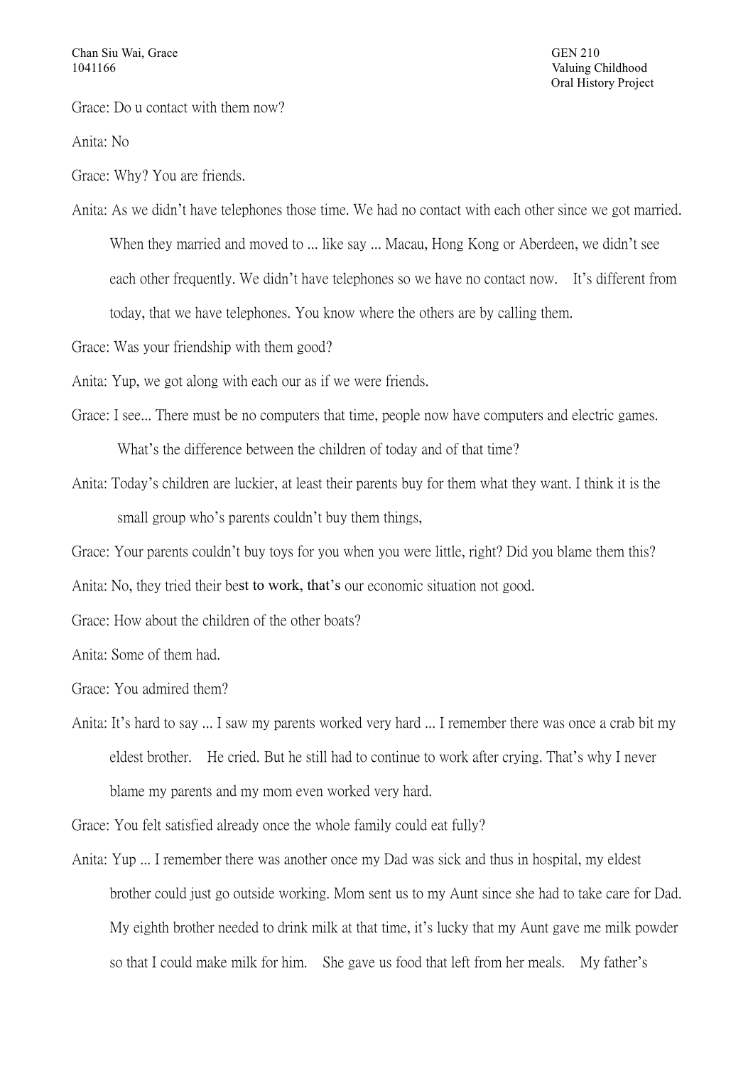Grace: Do u contact with them now?

Anita: No

Grace: Why? You are friends.

Anita: As we didn't have telephones those time. We had no contact with each other since we got married. When they married and moved to ... like say ... Macau, Hong Kong or Aberdeen, we didn't see each other frequently. We didn't have telephones so we have no contact now.  It's different from today, that we have telephones. You know where the others are by calling them.

Grace: Was your friendship with them good?

Anita: Yup, we got along with each our as if we were friends.

Grace: I see... There must be no computers that time, people now have computers and electric games. What's the difference between the children of today and of that time?

Anita: Today's children are luckier, at least their parents buy for them what they want. I think it is the small group who's parents couldn't buy them things,

Grace: Your parents couldn't buy toys for you when you were little, right? Did you blame them this?

Anita: No, they tried their best to work, that's our economic situation not good.

Grace: How about the children of the other boats?

Anita: Some of them had.

Grace: You admired them?

Anita: It's hard to say ... I saw my parents worked very hard ... I remember there was once a crab bit my eldest brother.  He cried. But he still had to continue to work after crying. That's why I never blame my parents and my mom even worked very hard.

Grace: You felt satisfied already once the whole family could eat fully?

Anita: Yup ... I remember there was another once my Dad was sick and thus in hospital, my eldest brother could just go outside working. Mom sent us to my Aunt since she had to take care for Dad. My eighth brother needed to drink milk at that time, it's lucky that my Aunt gave me milk powder so that I could make milk for him.  She gave us food that left from her meals.  My father's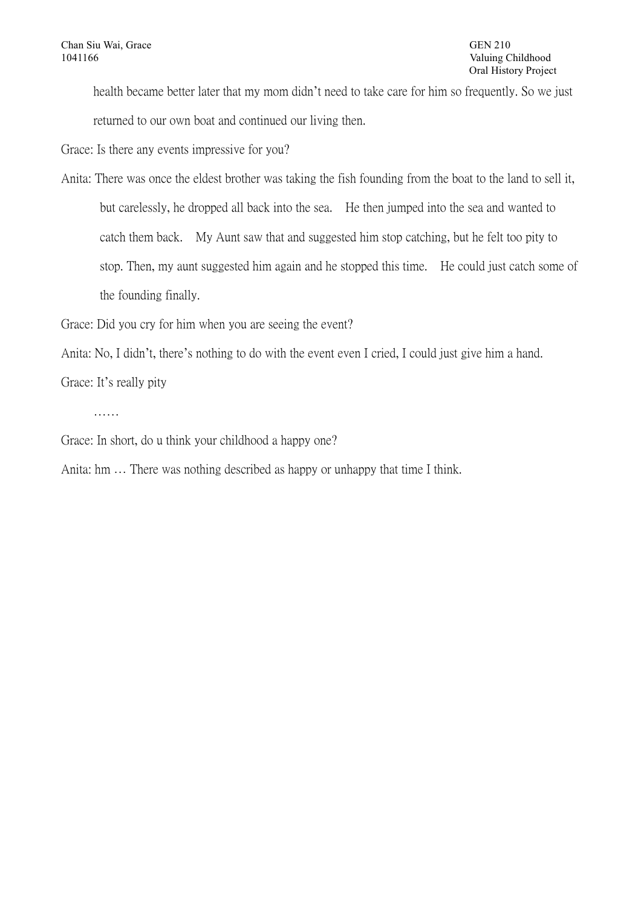health became better later that my mom didn't need to take care for him so frequently. So we just returned to our own boat and continued our living then.

Grace: Is there any events impressive for you?

Anita: There was once the eldest brother was taking the fish founding from the boat to the land to sell it, but carelessly, he dropped all back into the sea. He then jumped into the sea and wanted to catch them back. My Aunt saw that and suggested him stop catching, but he felt too pity to stop. Then, my aunt suggested him again and he stopped this time. He could just catch some of the founding finally.

Grace: Did you cry for him when you are seeing the event?

Anita: No, I didn't, there's nothing to do with the event even I cried, I could just give him a hand.

Grace: It's really pity

……

Grace: In short, do u think your childhood a happy one?

Anita: hm … There was nothing described as happy or unhappy that time I think.